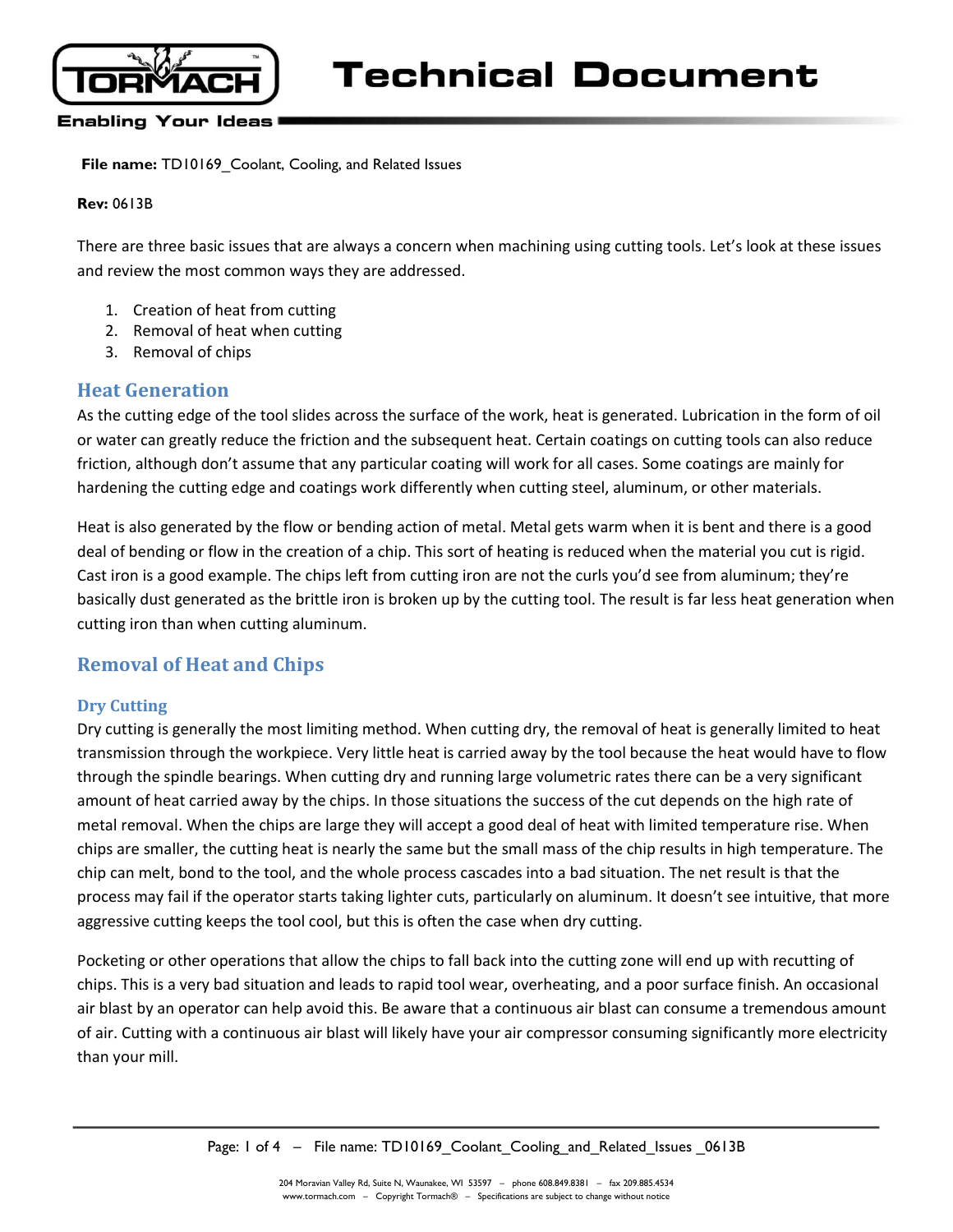# Technical Document

**File name:** TD10169_Coolant, Cooling, and Related Issues

**Rev:** 0613B

There are three basic issues that are always a concern when machining using cutting tools. Let's look at these issues and review the most common ways they are addressed.

1. Creation of heat from cutting
2. Removal of heat when cutting
3. Removal of chips

## Heat Generation

As the cutting edge of the tool slides across the surface of the work, heat is generated. Lubrication in the form of oil or water can greatly reduce the friction and the subsequent heat. Certain coatings on cutting tools can also reduce friction, although don't assume that any particular coating will work for all cases. Some coatings are mainly for hardening the cutting edge and coatings work differently when cutting steel, aluminum, or other materials.

Heat is also generated by the flow or bending action of metal. Metal gets warm when it is bent and there is a good deal of bending or flow in the creation of a chip. This sort of heating is reduced when the material you cut is rigid. Cast iron is a good example. The chips left from cutting iron are not the curls you'd see from aluminum; they're basically dust generated as the brittle iron is broken up by the cutting tool. The result is far less heat generation when cutting iron than when cutting aluminum.

## Removal of Heat and Chips

### Dry Cutting

Dry cutting is generally the most limiting method. When cutting dry, the removal of heat is generally limited to heat transmission through the workpiece. Very little heat is carried away by the tool because the heat would have to flow through the spindle bearings. When cutting dry and running large volumetric rates there can be a very significant amount of heat carried away by the chips. In those situations the success of the cut depends on the high rate of metal removal. When the chips are large they will accept a good deal of heat with limited temperature rise. When chips are smaller, the cutting heat is nearly the same but the small mass of the chip results in high temperature. The chip can melt, bond to the tool, and the whole process cascades into a bad situation. The net result is that the process may fail if the operator starts taking lighter cuts, particularly on aluminum. It doesn't see intuitive, that more aggressive cutting keeps the tool cool, but this is often the case when dry cutting.

Pocketing or other operations that allow the chips to fall back into the cutting zone will end up with recutting of chips. This is a very bad situation and leads to rapid tool wear, overheating, and a poor surface finish. An occasional air blast by an operator can help avoid this. Be aware that a continuous air blast can consume a tremendous amount of air. Cutting with a continuous air blast will likely have your air compressor consuming significantly more electricity than your mill.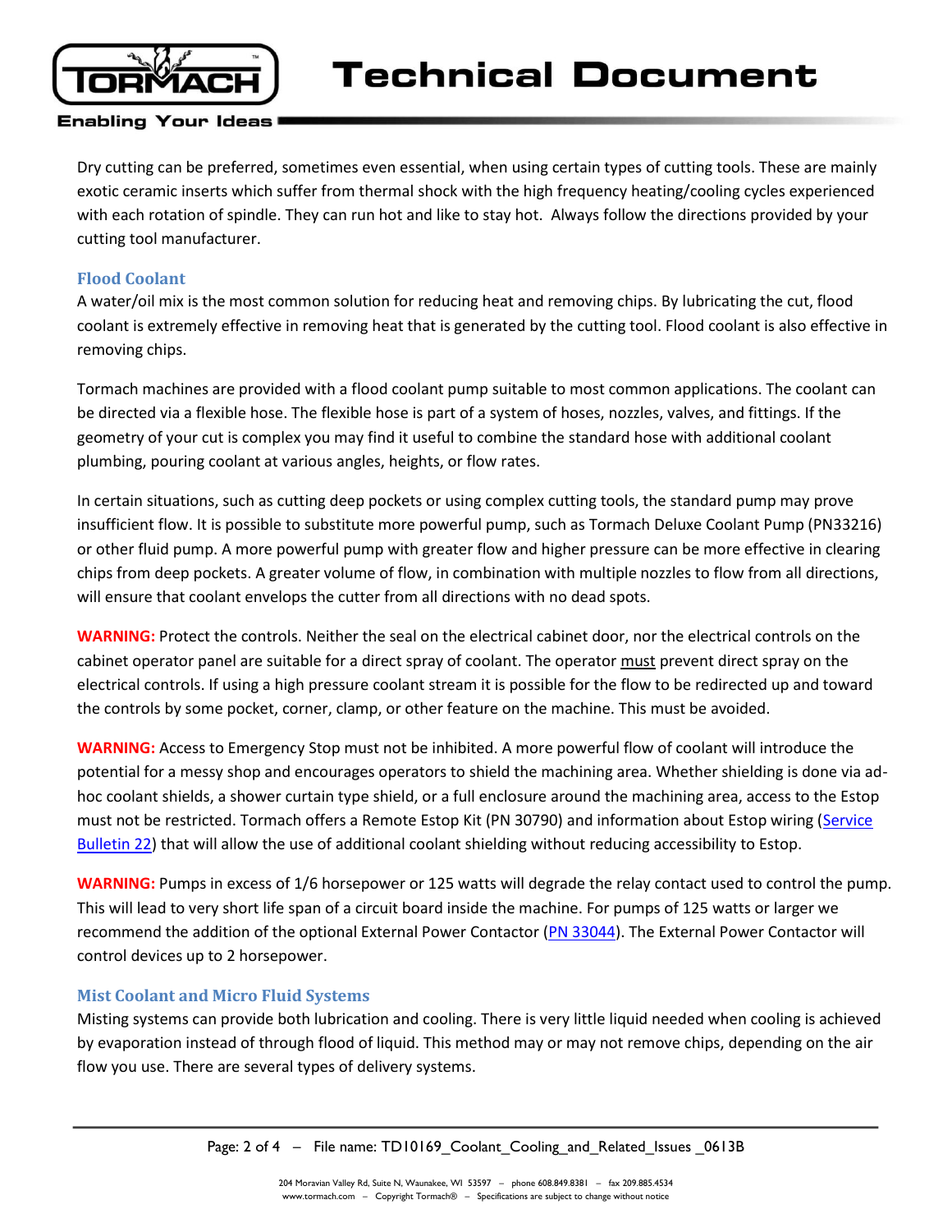Dry cutting can be preferred, sometimes even essential, when using certain types of cutting tools. These are mainly exotic ceramic inserts which suffer from thermal shock with the high frequency heating/cooling cycles experienced with each rotation of spindle. They can run hot and like to stay hot. Always follow the directions provided by your cutting tool manufacturer.

## Flood Coolant

A water/oil mix is the most common solution for reducing heat and removing chips. By lubricating the cut, flood coolant is extremely effective in removing heat that is generated by the cutting tool. Flood coolant is also effective in removing chips.

Tormach machines are provided with a flood coolant pump suitable to most common applications. The coolant can be directed via a flexible hose. The flexible hose is part of a system of hoses, nozzles, valves, and fittings. If the geometry of your cut is complex you may find it useful to combine the standard hose with additional coolant plumbing, pouring coolant at various angles, heights, or flow rates.

In certain situations, such as cutting deep pockets or using complex cutting tools, the standard pump may prove insufficient flow. It is possible to substitute more powerful pump, such as Tormach Deluxe Coolant Pump (PN33216) or other fluid pump. A more powerful pump with greater flow and higher pressure can be more effective in clearing chips from deep pockets. A greater volume of flow, in combination with multiple nozzles to flow from all directions, will ensure that coolant envelops the cutter from all directions with no dead spots.

**WARNING:** Protect the controls. Neither the seal on the electrical cabinet door, nor the electrical controls on the cabinet operator panel are suitable for a direct spray of coolant. The operator must prevent direct spray on the electrical controls. If using a high pressure coolant stream it is possible for the flow to be redirected up and toward the controls by some pocket, corner, clamp, or other feature on the machine. This must be avoided.

**WARNING:** Access to Emergency Stop must not be inhibited. A more powerful flow of coolant will introduce the potential for a messy shop and encourages operators to shield the machining area. Whether shielding is done via ad-hoc coolant shields, a shower curtain type shield, or a full enclosure around the machining area, access to the Estop must not be restricted. Tormach offers a Remote Estop Kit (PN 30790) and information about Estop wiring (Service Bulletin 22) that will allow the use of additional coolant shielding without reducing accessibility to Estop.

**WARNING:** Pumps in excess of 1/6 horsepower or 125 watts will degrade the relay contact used to control the pump. This will lead to very short life span of a circuit board inside the machine. For pumps of 125 watts or larger we recommend the addition of the optional External Power Contactor (PN 33044). The External Power Contactor will control devices up to 2 horsepower.

## Mist Coolant and Micro Fluid Systems

Misting systems can provide both lubrication and cooling. There is very little liquid needed when cooling is achieved by evaporation instead of through flood of liquid. This method may or may not remove chips, depending on the air flow you use. There are several types of delivery systems.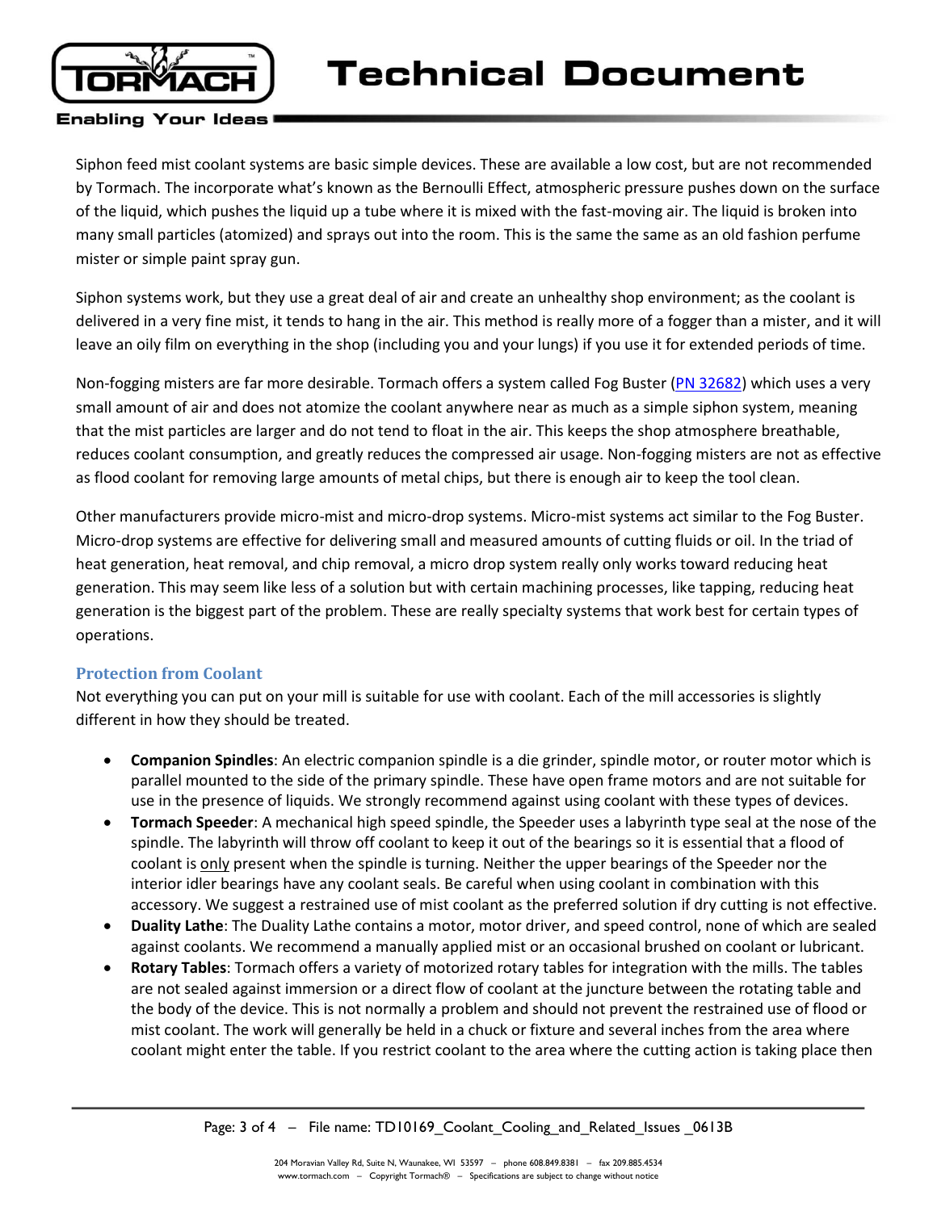Siphon feed mist coolant systems are basic simple devices. These are available a low cost, but are not recommended by Tormach. The incorporate what's known as the Bernoulli Effect, atmospheric pressure pushes down on the surface of the liquid, which pushes the liquid up a tube where it is mixed with the fast-moving air. The liquid is broken into many small particles (atomized) and sprays out into the room. This is the same the same as an old fashion perfume mister or simple paint spray gun.

Siphon systems work, but they use a great deal of air and create an unhealthy shop environment; as the coolant is delivered in a very fine mist, it tends to hang in the air. This method is really more of a fogger than a mister, and it will leave an oily film on everything in the shop (including you and your lungs) if you use it for extended periods of time.

Non-fogging misters are far more desirable. Tormach offers a system called Fog Buster (PN 32682) which uses a very small amount of air and does not atomize the coolant anywhere near as much as a simple siphon system, meaning that the mist particles are larger and do not tend to float in the air. This keeps the shop atmosphere breathable, reduces coolant consumption, and greatly reduces the compressed air usage. Non-fogging misters are not as effective as flood coolant for removing large amounts of metal chips, but there is enough air to keep the tool clean.

Other manufacturers provide micro-mist and micro-drop systems. Micro-mist systems act similar to the Fog Buster. Micro-drop systems are effective for delivering small and measured amounts of cutting fluids or oil. In the triad of heat generation, heat removal, and chip removal, a micro drop system really only works toward reducing heat generation. This may seem like less of a solution but with certain machining processes, like tapping, reducing heat generation is the biggest part of the problem. These are really specialty systems that work best for certain types of operations.

## Protection from Coolant

Not everything you can put on your mill is suitable for use with coolant. Each of the mill accessories is slightly different in how they should be treated.

- **Companion Spindles**: An electric companion spindle is a die grinder, spindle motor, or router motor which is parallel mounted to the side of the primary spindle. These have open frame motors and are not suitable for use in the presence of liquids. We strongly recommend against using coolant with these types of devices.
- **Tormach Speeder**: A mechanical high speed spindle, the Speeder uses a labyrinth type seal at the nose of the spindle. The labyrinth will throw off coolant to keep it out of the bearings so it is essential that a flood of coolant is only present when the spindle is turning. Neither the upper bearings of the Speeder nor the interior idler bearings have any coolant seals. Be careful when using coolant in combination with this accessory. We suggest a restrained use of mist coolant as the preferred solution if dry cutting is not effective.
- **Duality Lathe**: The Duality Lathe contains a motor, motor driver, and speed control, none of which are sealed against coolants. We recommend a manually applied mist or an occasional brushed on coolant or lubricant.
- **Rotary Tables**: Tormach offers a variety of motorized rotary tables for integration with the mills. The tables are not sealed against immersion or a direct flow of coolant at the juncture between the rotating table and the body of the device. This is not normally a problem and should not prevent the restrained use of flood or mist coolant. The work will generally be held in a chuck or fixture and several inches from the area where coolant might enter the table. If you restrict coolant to the area where the cutting action is taking place then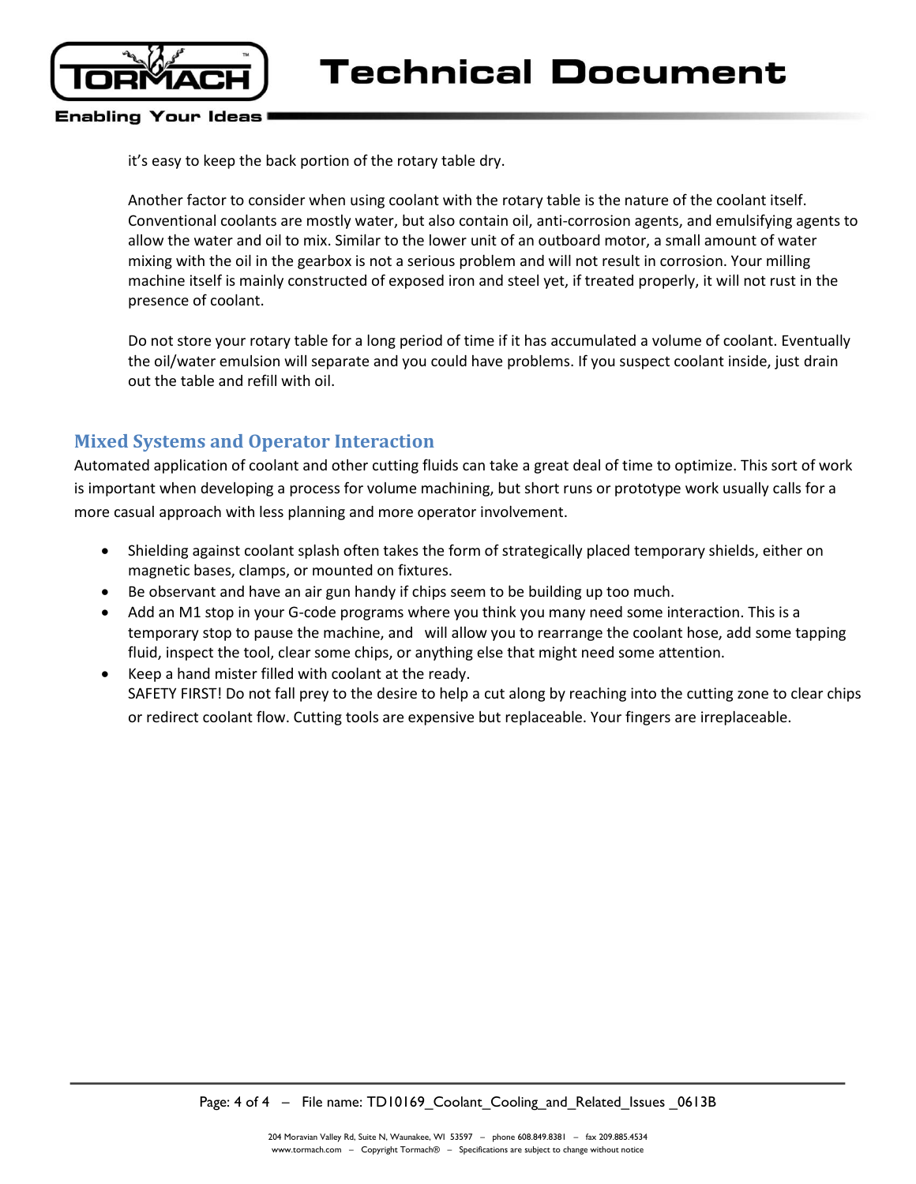it's easy to keep the back portion of the rotary table dry.

Another factor to consider when using coolant with the rotary table is the nature of the coolant itself. Conventional coolants are mostly water, but also contain oil, anti-corrosion agents, and emulsifying agents to allow the water and oil to mix. Similar to the lower unit of an outboard motor, a small amount of water mixing with the oil in the gearbox is not a serious problem and will not result in corrosion. Your milling machine itself is mainly constructed of exposed iron and steel yet, if treated properly, it will not rust in the presence of coolant.

Do not store your rotary table for a long period of time if it has accumulated a volume of coolant. Eventually the oil/water emulsion will separate and you could have problems. If you suspect coolant inside, just drain out the table and refill with oil.

## Mixed Systems and Operator Interaction

Automated application of coolant and other cutting fluids can take a great deal of time to optimize. This sort of work is important when developing a process for volume machining, but short runs or prototype work usually calls for a more casual approach with less planning and more operator involvement.

- Shielding against coolant splash often takes the form of strategically placed temporary shields, either on magnetic bases, clamps, or mounted on fixtures.
- Be observant and have an air gun handy if chips seem to be building up too much.
- Add an M1 stop in your G-code programs where you think you many need some interaction. This is a temporary stop to pause the machine, and will allow you to rearrange the coolant hose, add some tapping fluid, inspect the tool, clear some chips, or anything else that might need some attention.
- Keep a hand mister filled with coolant at the ready.
  SAFETY FIRST! Do not fall prey to the desire to help a cut along by reaching into the cutting zone to clear chips or redirect coolant flow. Cutting tools are expensive but replaceable. Your fingers are irreplaceable.